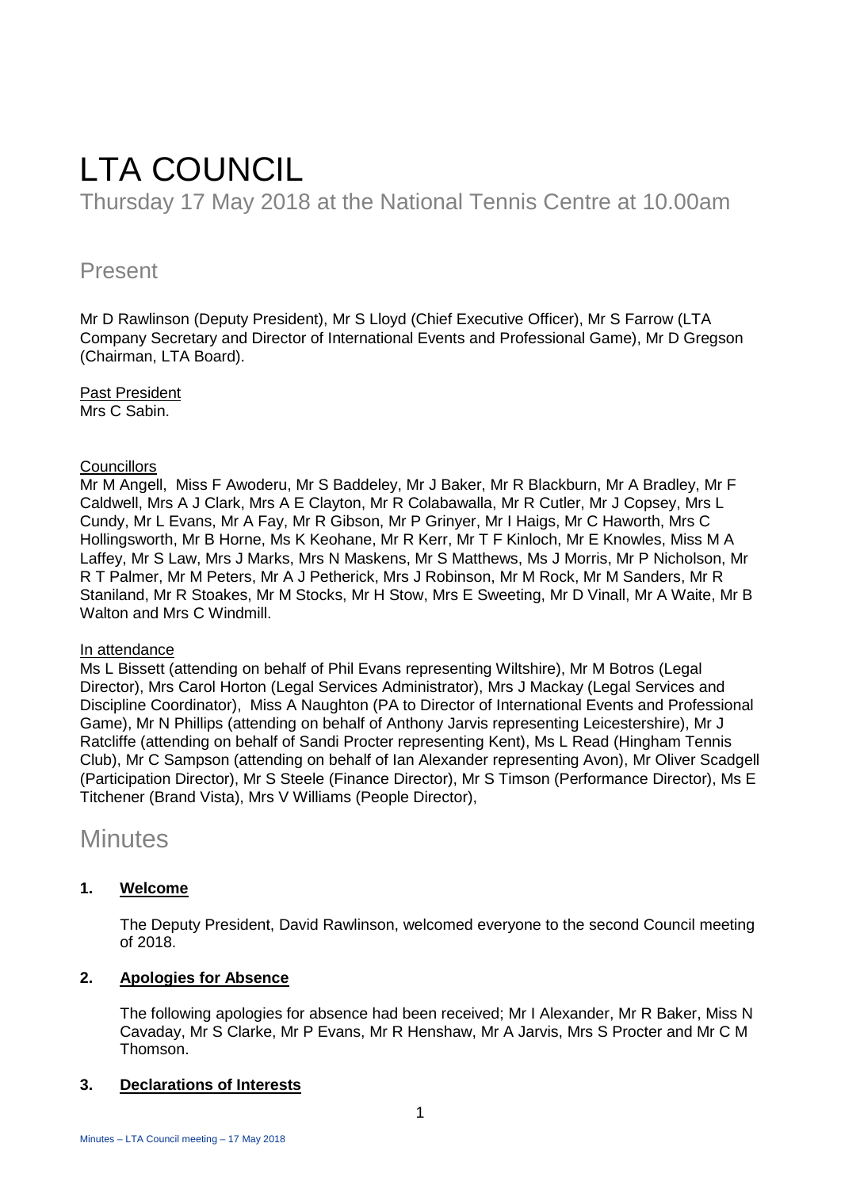# LTA COUNCIL

Thursday 17 May 2018 at the National Tennis Centre at 10.00am

## Present

Mr D Rawlinson (Deputy President), Mr S Lloyd (Chief Executive Officer), Mr S Farrow (LTA Company Secretary and Director of International Events and Professional Game), Mr D Gregson (Chairman, LTA Board).

Past President
Mrs C Sabin.

Councillors
Mr M Angell, Miss F Awoderu, Mr S Baddeley, Mr J Baker, Mr R Blackburn, Mr A Bradley, Mr F Caldwell, Mrs A J Clark, Mrs A E Clayton, Mr R Colabawalla, Mr R Cutler, Mr J Copsey, Mrs L Cundy, Mr L Evans, Mr A Fay, Mr R Gibson, Mr P Grinyer, Mr I Haigs, Mr C Haworth, Mrs C Hollingsworth, Mr B Horne, Ms K Keohane, Mr R Kerr, Mr T F Kinloch, Mr E Knowles, Miss M A Laffey, Mr S Law, Mrs J Marks, Mrs N Maskens, Mr S Matthews, Ms J Morris, Mr P Nicholson, Mr R T Palmer, Mr M Peters, Mr A J Petherick, Mrs J Robinson, Mr M Rock, Mr M Sanders, Mr R Staniland, Mr R Stoakes, Mr M Stocks, Mr H Stow, Mrs E Sweeting, Mr D Vinall, Mr A Waite, Mr B Walton and Mrs C Windmill.

In attendance
Ms L Bissett (attending on behalf of Phil Evans representing Wiltshire), Mr M Botros (Legal Director), Mrs Carol Horton (Legal Services Administrator), Mrs J Mackay (Legal Services and Discipline Coordinator), Miss A Naughton (PA to Director of International Events and Professional Game), Mr N Phillips (attending on behalf of Anthony Jarvis representing Leicestershire), Mr J Ratcliffe (attending on behalf of Sandi Procter representing Kent), Ms L Read (Hingham Tennis Club), Mr C Sampson (attending on behalf of Ian Alexander representing Avon), Mr Oliver Scadgell (Participation Director), Mr S Steele (Finance Director), Mr S Timson (Performance Director), Ms E Titchener (Brand Vista), Mrs V Williams (People Director),

## Minutes

### 1. Welcome

The Deputy President, David Rawlinson, welcomed everyone to the second Council meeting of 2018.

### 2. Apologies for Absence

The following apologies for absence had been received; Mr I Alexander, Mr R Baker, Miss N Cavaday, Mr S Clarke, Mr P Evans, Mr R Henshaw, Mr A Jarvis, Mrs S Procter and Mr C M Thomson.

### 3. Declarations of Interests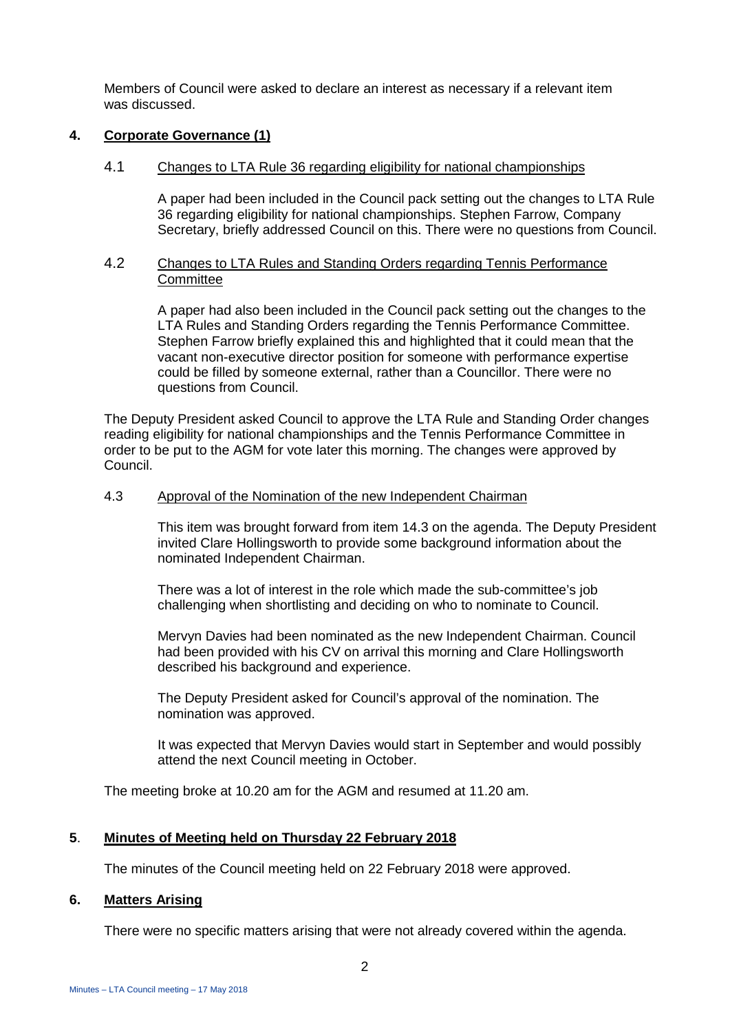Members of Council were asked to declare an interest as necessary if a relevant item was discussed.

## 4. Corporate Governance (1)

### 4.1 Changes to LTA Rule 36 regarding eligibility for national championships

A paper had been included in the Council pack setting out the changes to LTA Rule 36 regarding eligibility for national championships. Stephen Farrow, Company Secretary, briefly addressed Council on this. There were no questions from Council.

### 4.2 Changes to LTA Rules and Standing Orders regarding Tennis Performance Committee

A paper had also been included in the Council pack setting out the changes to the LTA Rules and Standing Orders regarding the Tennis Performance Committee. Stephen Farrow briefly explained this and highlighted that it could mean that the vacant non-executive director position for someone with performance expertise could be filled by someone external, rather than a Councillor. There were no questions from Council.

The Deputy President asked Council to approve the LTA Rule and Standing Order changes reading eligibility for national championships and the Tennis Performance Committee in order to be put to the AGM for vote later this morning. The changes were approved by Council.

### 4.3 Approval of the Nomination of the new Independent Chairman

This item was brought forward from item 14.3 on the agenda. The Deputy President invited Clare Hollingsworth to provide some background information about the nominated Independent Chairman.

There was a lot of interest in the role which made the sub-committee's job challenging when shortlisting and deciding on who to nominate to Council.

Mervyn Davies had been nominated as the new Independent Chairman. Council had been provided with his CV on arrival this morning and Clare Hollingsworth described his background and experience.

The Deputy President asked for Council's approval of the nomination. The nomination was approved.

It was expected that Mervyn Davies would start in September and would possibly attend the next Council meeting in October.

The meeting broke at 10.20 am for the AGM and resumed at 11.20 am.

## 5. Minutes of Meeting held on Thursday 22 February 2018

The minutes of the Council meeting held on 22 February 2018 were approved.

## 6. Matters Arising

There were no specific matters arising that were not already covered within the agenda.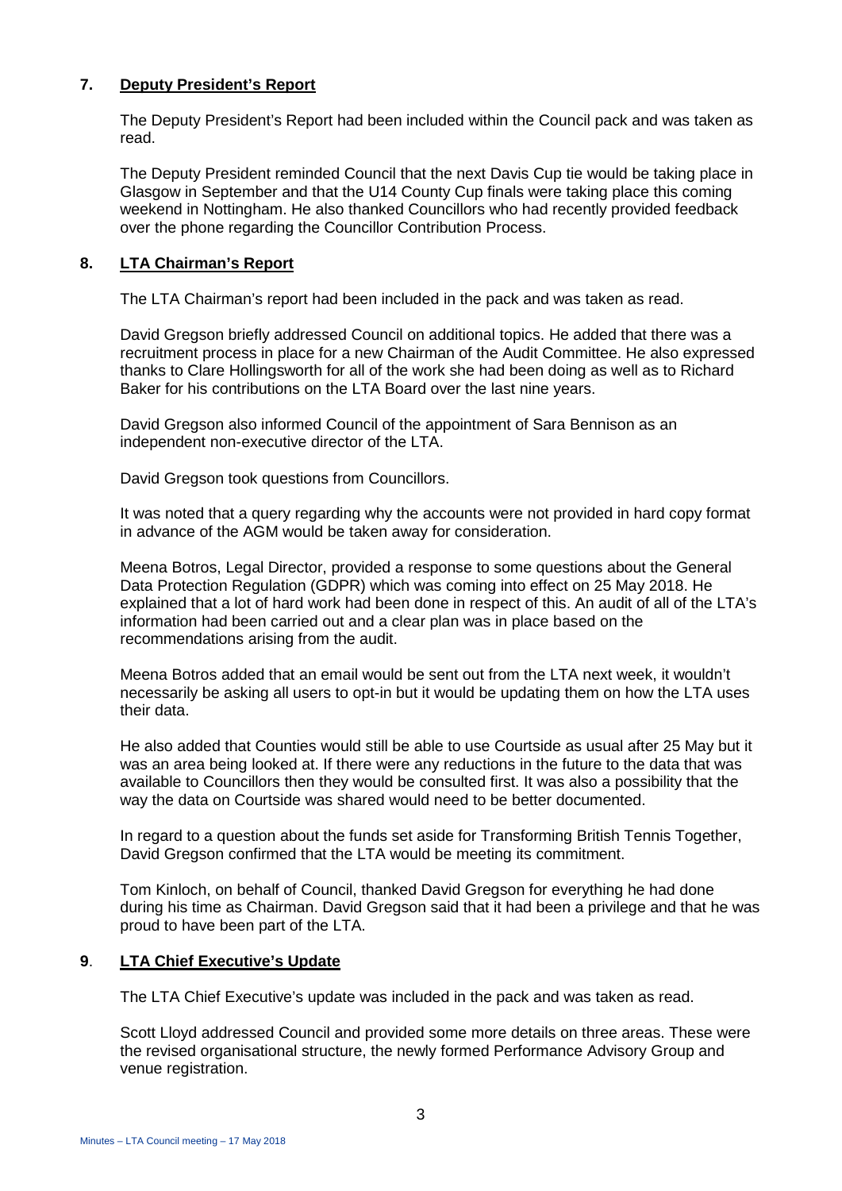## 7. Deputy President's Report

The Deputy President's Report had been included within the Council pack and was taken as read.

The Deputy President reminded Council that the next Davis Cup tie would be taking place in Glasgow in September and that the U14 County Cup finals were taking place this coming weekend in Nottingham. He also thanked Councillors who had recently provided feedback over the phone regarding the Councillor Contribution Process.

## 8. LTA Chairman's Report

The LTA Chairman's report had been included in the pack and was taken as read.

David Gregson briefly addressed Council on additional topics. He added that there was a recruitment process in place for a new Chairman of the Audit Committee. He also expressed thanks to Clare Hollingsworth for all of the work she had been doing as well as to Richard Baker for his contributions on the LTA Board over the last nine years.

David Gregson also informed Council of the appointment of Sara Bennison as an independent non-executive director of the LTA.

David Gregson took questions from Councillors.

It was noted that a query regarding why the accounts were not provided in hard copy format in advance of the AGM would be taken away for consideration.

Meena Botros, Legal Director, provided a response to some questions about the General Data Protection Regulation (GDPR) which was coming into effect on 25 May 2018. He explained that a lot of hard work had been done in respect of this. An audit of all of the LTA's information had been carried out and a clear plan was in place based on the recommendations arising from the audit.

Meena Botros added that an email would be sent out from the LTA next week, it wouldn't necessarily be asking all users to opt-in but it would be updating them on how the LTA uses their data.

He also added that Counties would still be able to use Courtside as usual after 25 May but it was an area being looked at. If there were any reductions in the future to the data that was available to Councillors then they would be consulted first. It was also a possibility that the way the data on Courtside was shared would need to be better documented.

In regard to a question about the funds set aside for Transforming British Tennis Together, David Gregson confirmed that the LTA would be meeting its commitment.

Tom Kinloch, on behalf of Council, thanked David Gregson for everything he had done during his time as Chairman. David Gregson said that it had been a privilege and that he was proud to have been part of the LTA.

## 9. LTA Chief Executive's Update

The LTA Chief Executive's update was included in the pack and was taken as read.

Scott Lloyd addressed Council and provided some more details on three areas. These were the revised organisational structure, the newly formed Performance Advisory Group and venue registration.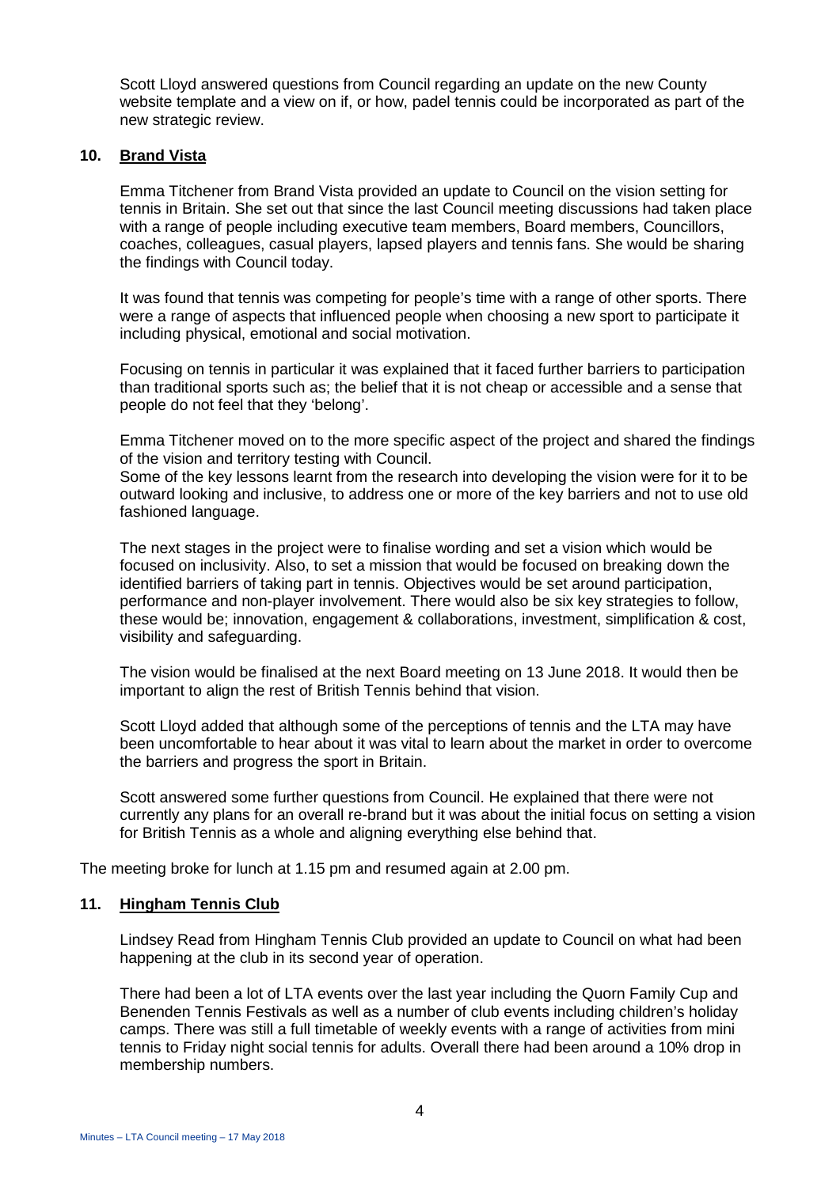Scott Lloyd answered questions from Council regarding an update on the new County website template and a view on if, or how, padel tennis could be incorporated as part of the new strategic review.

## 10. Brand Vista

Emma Titchener from Brand Vista provided an update to Council on the vision setting for tennis in Britain. She set out that since the last Council meeting discussions had taken place with a range of people including executive team members, Board members, Councillors, coaches, colleagues, casual players, lapsed players and tennis fans. She would be sharing the findings with Council today.

It was found that tennis was competing for people's time with a range of other sports. There were a range of aspects that influenced people when choosing a new sport to participate it including physical, emotional and social motivation.

Focusing on tennis in particular it was explained that it faced further barriers to participation than traditional sports such as; the belief that it is not cheap or accessible and a sense that people do not feel that they 'belong'.

Emma Titchener moved on to the more specific aspect of the project and shared the findings of the vision and territory testing with Council.
Some of the key lessons learnt from the research into developing the vision were for it to be outward looking and inclusive, to address one or more of the key barriers and not to use old fashioned language.

The next stages in the project were to finalise wording and set a vision which would be focused on inclusivity. Also, to set a mission that would be focused on breaking down the identified barriers of taking part in tennis. Objectives would be set around participation, performance and non-player involvement. There would also be six key strategies to follow, these would be; innovation, engagement & collaborations, investment, simplification & cost, visibility and safeguarding.

The vision would be finalised at the next Board meeting on 13 June 2018. It would then be important to align the rest of British Tennis behind that vision.

Scott Lloyd added that although some of the perceptions of tennis and the LTA may have been uncomfortable to hear about it was vital to learn about the market in order to overcome the barriers and progress the sport in Britain.

Scott answered some further questions from Council. He explained that there were not currently any plans for an overall re-brand but it was about the initial focus on setting a vision for British Tennis as a whole and aligning everything else behind that.

The meeting broke for lunch at 1.15 pm and resumed again at 2.00 pm.

## 11. Hingham Tennis Club

Lindsey Read from Hingham Tennis Club provided an update to Council on what had been happening at the club in its second year of operation.

There had been a lot of LTA events over the last year including the Quorn Family Cup and Benenden Tennis Festivals as well as a number of club events including children's holiday camps. There was still a full timetable of weekly events with a range of activities from mini tennis to Friday night social tennis for adults. Overall there had been around a 10% drop in membership numbers.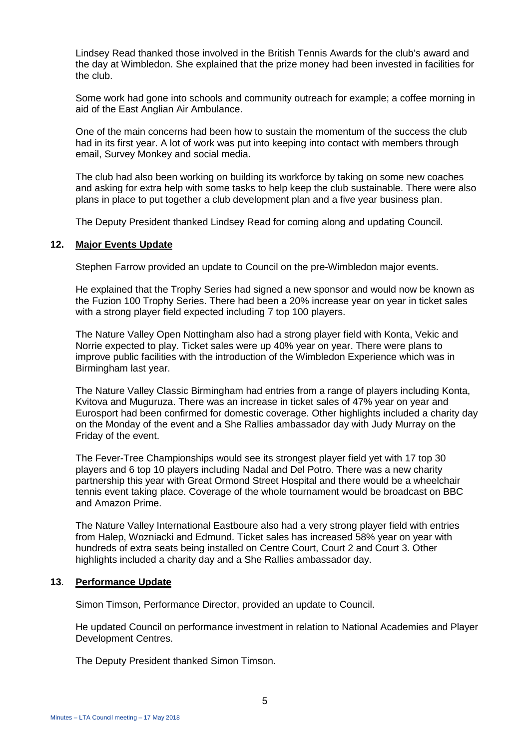Lindsey Read thanked those involved in the British Tennis Awards for the club's award and the day at Wimbledon. She explained that the prize money had been invested in facilities for the club.

Some work had gone into schools and community outreach for example; a coffee morning in aid of the East Anglian Air Ambulance.

One of the main concerns had been how to sustain the momentum of the success the club had in its first year. A lot of work was put into keeping into contact with members through email, Survey Monkey and social media.

The club had also been working on building its workforce by taking on some new coaches and asking for extra help with some tasks to help keep the club sustainable. There were also plans in place to put together a club development plan and a five year business plan.

The Deputy President thanked Lindsey Read for coming along and updating Council.

**12. Major Events Update**

Stephen Farrow provided an update to Council on the pre-Wimbledon major events.

He explained that the Trophy Series had signed a new sponsor and would now be known as the Fuzion 100 Trophy Series. There had been a 20% increase year on year in ticket sales with a strong player field expected including 7 top 100 players.

The Nature Valley Open Nottingham also had a strong player field with Konta, Vekic and Norrie expected to play. Ticket sales were up 40% year on year. There were plans to improve public facilities with the introduction of the Wimbledon Experience which was in Birmingham last year.

The Nature Valley Classic Birmingham had entries from a range of players including Konta, Kvitova and Muguruza. There was an increase in ticket sales of 47% year on year and Eurosport had been confirmed for domestic coverage. Other highlights included a charity day on the Monday of the event and a She Rallies ambassador day with Judy Murray on the Friday of the event.

The Fever-Tree Championships would see its strongest player field yet with 17 top 30 players and 6 top 10 players including Nadal and Del Potro. There was a new charity partnership this year with Great Ormond Street Hospital and there would be a wheelchair tennis event taking place. Coverage of the whole tournament would be broadcast on BBC and Amazon Prime.

The Nature Valley International Eastboure also had a very strong player field with entries from Halep, Wozniacki and Edmund. Ticket sales has increased 58% year on year with hundreds of extra seats being installed on Centre Court, Court 2 and Court 3. Other highlights included a charity day and a She Rallies ambassador day.

**13. Performance Update**

Simon Timson, Performance Director, provided an update to Council.

He updated Council on performance investment in relation to National Academies and Player Development Centres.

The Deputy President thanked Simon Timson.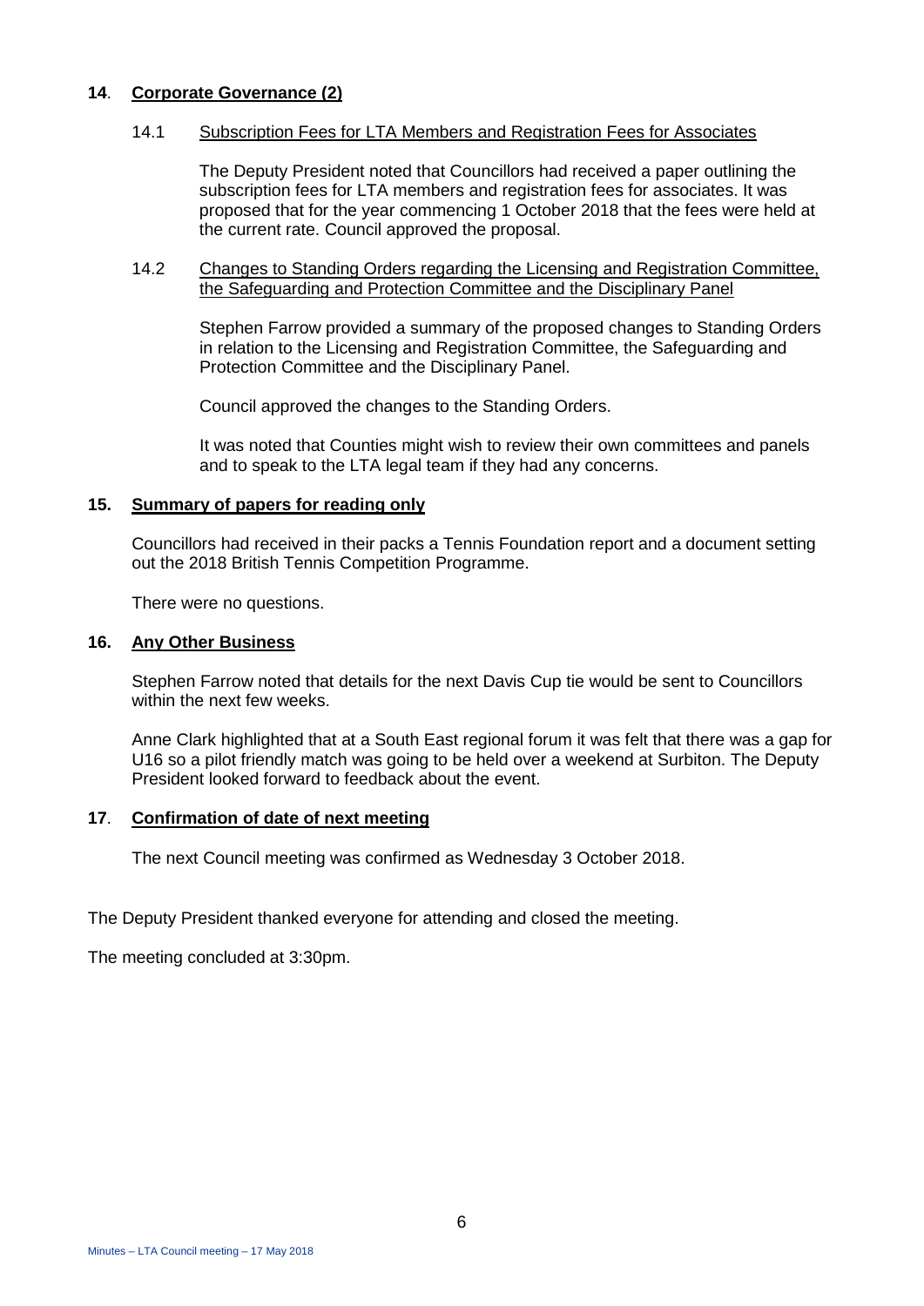## 14. Corporate Governance (2)

### 14.1 Subscription Fees for LTA Members and Registration Fees for Associates

The Deputy President noted that Councillors had received a paper outlining the subscription fees for LTA members and registration fees for associates. It was proposed that for the year commencing 1 October 2018 that the fees were held at the current rate. Council approved the proposal.

### 14.2 Changes to Standing Orders regarding the Licensing and Registration Committee, the Safeguarding and Protection Committee and the Disciplinary Panel

Stephen Farrow provided a summary of the proposed changes to Standing Orders in relation to the Licensing and Registration Committee, the Safeguarding and Protection Committee and the Disciplinary Panel.

Council approved the changes to the Standing Orders.

It was noted that Counties might wish to review their own committees and panels and to speak to the LTA legal team if they had any concerns.

## 15. Summary of papers for reading only

Councillors had received in their packs a Tennis Foundation report and a document setting out the 2018 British Tennis Competition Programme.

There were no questions.

## 16. Any Other Business

Stephen Farrow noted that details for the next Davis Cup tie would be sent to Councillors within the next few weeks.

Anne Clark highlighted that at a South East regional forum it was felt that there was a gap for U16 so a pilot friendly match was going to be held over a weekend at Surbiton. The Deputy President looked forward to feedback about the event.

## 17. Confirmation of date of next meeting

The next Council meeting was confirmed as Wednesday 3 October 2018.

The Deputy President thanked everyone for attending and closed the meeting.

The meeting concluded at 3:30pm.